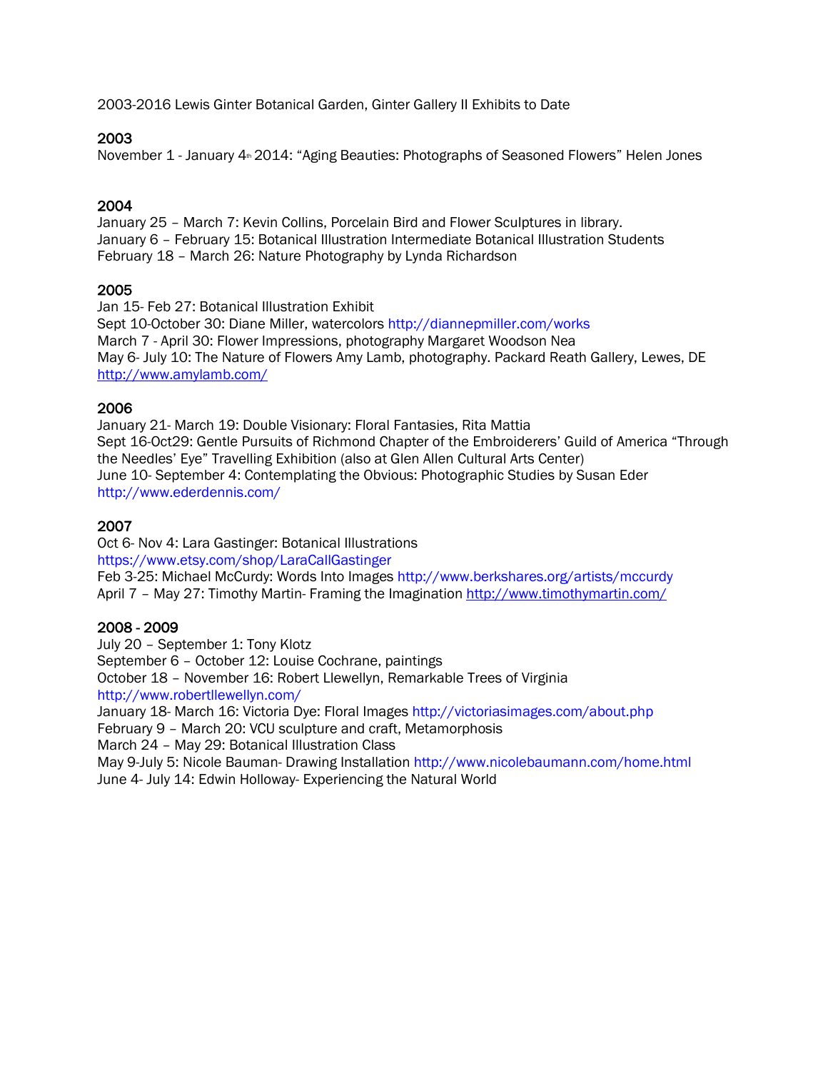2003-2016 Lewis Ginter Botanical Garden, Ginter Gallery II Exhibits to Date

## 2003

November 1 - January 4th 2014: "Aging Beauties: Photographs of Seasoned Flowers" Helen Jones

## 2004

January 25 – March 7: Kevin Collins, Porcelain Bird and Flower Sculptures in library.
January 6 – February 15: Botanical Illustration Intermediate Botanical Illustration Students
February 18 – March 26: Nature Photography by Lynda Richardson

## 2005

Jan 15- Feb 27: Botanical Illustration Exhibit
Sept 10-October 30: Diane Miller, watercolors http://diannepmiller.com/works
March 7 - April 30: Flower Impressions, photography Margaret Woodson Nea
May 6- July 10: The Nature of Flowers Amy Lamb, photography. Packard Reath Gallery, Lewes, DE
http://www.amylamb.com/

## 2006

January 21- March 19: Double Visionary: Floral Fantasies, Rita Mattia
Sept 16-Oct29: Gentle Pursuits of Richmond Chapter of the Embroiderers' Guild of America "Through the Needles' Eye" Travelling Exhibition (also at Glen Allen Cultural Arts Center)
June 10- September 4: Contemplating the Obvious: Photographic Studies by Susan Eder
http://www.ederdennis.com/

## 2007

Oct 6- Nov 4: Lara Gastinger: Botanical Illustrations
https://www.etsy.com/shop/LaraCallGastinger
Feb 3-25: Michael McCurdy: Words Into Images http://www.berkshares.org/artists/mccurdy
April 7 – May 27: Timothy Martin- Framing the Imagination http://www.timothymartin.com/

## 2008 - 2009

July 20 – September 1: Tony Klotz
September 6 – October 12: Louise Cochrane, paintings
October 18 – November 16: Robert Llewellyn, Remarkable Trees of Virginia
http://www.robertllewellyn.com/
January 18- March 16: Victoria Dye: Floral Images http://victoriasimages.com/about.php
February 9 – March 20: VCU sculpture and craft, Metamorphosis
March 24 – May 29: Botanical Illustration Class
May 9-July 5: Nicole Bauman- Drawing Installation http://www.nicolebaumann.com/home.html
June 4- July 14: Edwin Holloway- Experiencing the Natural World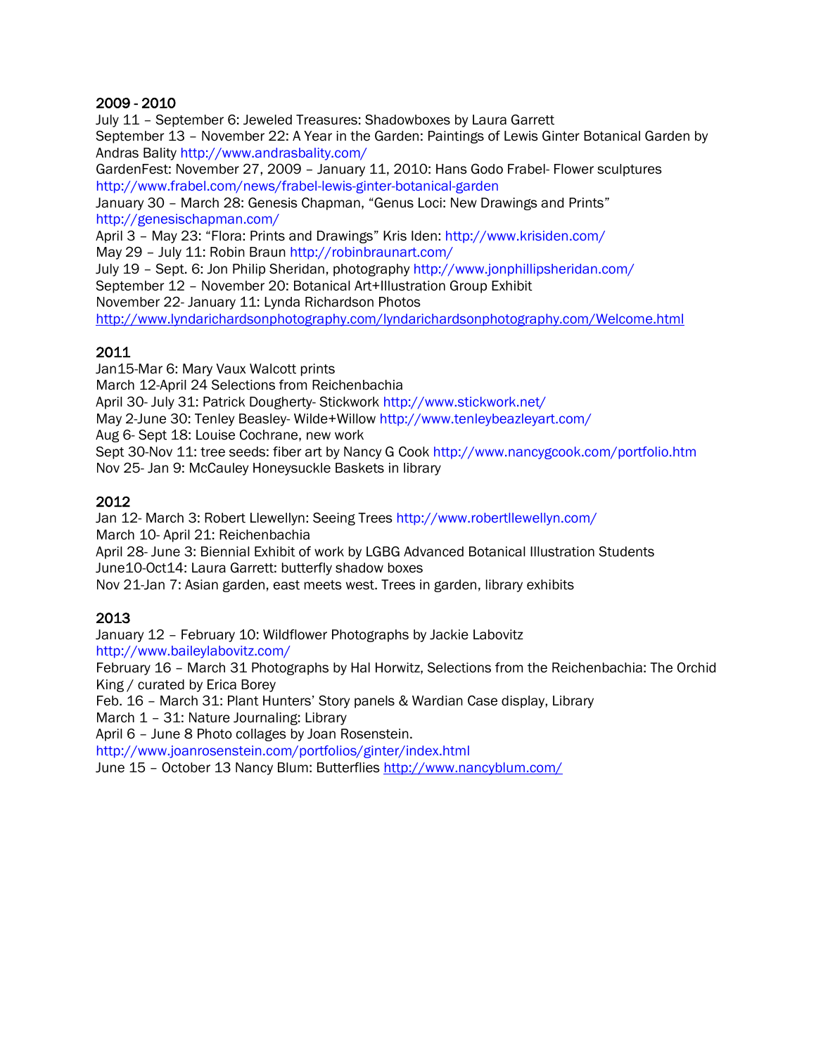## 2009 - 2010

July 11 – September 6: Jeweled Treasures: Shadowboxes by Laura Garrett
September 13 – November 22: A Year in the Garden: Paintings of Lewis Ginter Botanical Garden by Andras Bality http://www.andrasbality.com/
GardenFest: November 27, 2009 – January 11, 2010: Hans Godo Frabel- Flower sculptures http://www.frabel.com/news/frabel-lewis-ginter-botanical-garden
January 30 – March 28: Genesis Chapman, "Genus Loci: New Drawings and Prints" http://genesischapman.com/
April 3 – May 23: "Flora: Prints and Drawings" Kris Iden: http://www.krisiden.com/
May 29 – July 11: Robin Braun http://robinbraunart.com/
July 19 – Sept. 6: Jon Philip Sheridan, photography http://www.jonphillipsheridan.com/
September 12 – November 20: Botanical Art+Illustration Group Exhibit
November 22- January 11: Lynda Richardson Photos
http://www.lyndarichardsonphotography.com/lyndarichardsonphotography.com/Welcome.html

## 2011

Jan15-Mar 6: Mary Vaux Walcott prints
March 12-April 24 Selections from Reichenbachia
April 30- July 31: Patrick Dougherty- Stickwork http://www.stickwork.net/
May 2-June 30: Tenley Beasley- Wilde+Willow http://www.tenleybeazleyart.com/
Aug 6- Sept 18: Louise Cochrane, new work
Sept 30-Nov 11: tree seeds: fiber art by Nancy G Cook http://www.nancygcook.com/portfolio.htm
Nov 25- Jan 9: McCauley Honeysuckle Baskets in library

## 2012

Jan 12- March 3: Robert Llewellyn: Seeing Trees http://www.robertllewellyn.com/
March 10- April 21: Reichenbachia
April 28- June 3: Biennial Exhibit of work by LGBG Advanced Botanical Illustration Students
June10-Oct14: Laura Garrett: butterfly shadow boxes
Nov 21-Jan 7: Asian garden, east meets west. Trees in garden, library exhibits

## 2013

January 12 – February 10: Wildflower Photographs by Jackie Labovitz
http://www.baileylabovitz.com/
February 16 – March 31 Photographs by Hal Horwitz, Selections from the Reichenbachia: The Orchid King / curated by Erica Borey
Feb. 16 – March 31: Plant Hunters' Story panels & Wardian Case display, Library
March 1 – 31: Nature Journaling: Library
April 6 – June 8 Photo collages by Joan Rosenstein.
http://www.joanrosenstein.com/portfolios/ginter/index.html
June 15 – October 13 Nancy Blum: Butterflies http://www.nancyblum.com/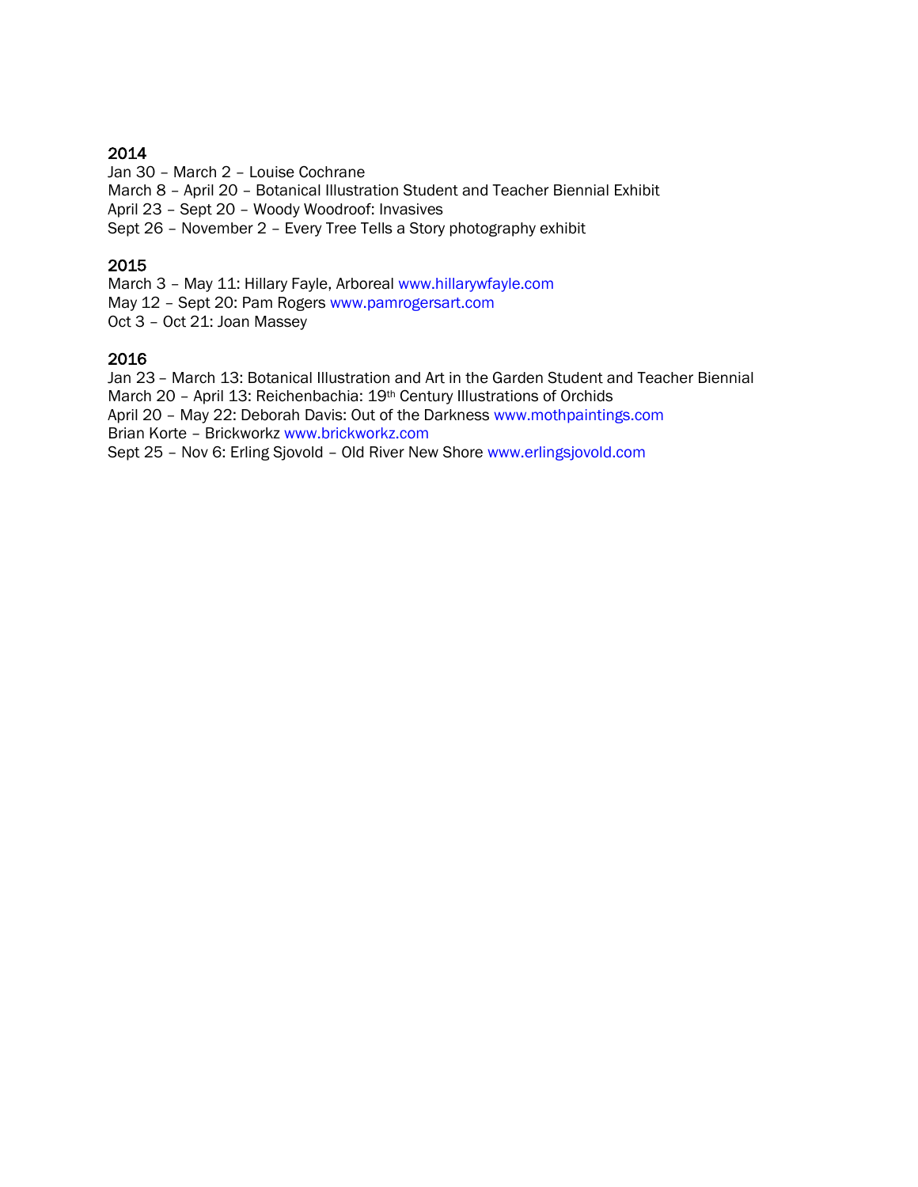**2014**

Jan 30 – March 2 – Louise Cochrane
March 8 – April 20 – Botanical Illustration Student and Teacher Biennial Exhibit
April 23 – Sept 20 – Woody Woodroof: Invasives
Sept 26 – November 2 – Every Tree Tells a Story photography exhibit

**2015**

March 3 – May 11: Hillary Fayle, Arboreal www.hillarywfayle.com
May 12 – Sept 20: Pam Rogers www.pamrogersart.com
Oct 3 – Oct 21: Joan Massey

**2016**

Jan 23 – March 13: Botanical Illustration and Art in the Garden Student and Teacher Biennial
March 20 – April 13: Reichenbachia: 19th Century Illustrations of Orchids
April 20 – May 22: Deborah Davis: Out of the Darkness www.mothpaintings.com
Brian Korte – Brickworkz www.brickworkz.com
Sept 25 – Nov 6: Erling Sjovold – Old River New Shore www.erlingsjovold.com